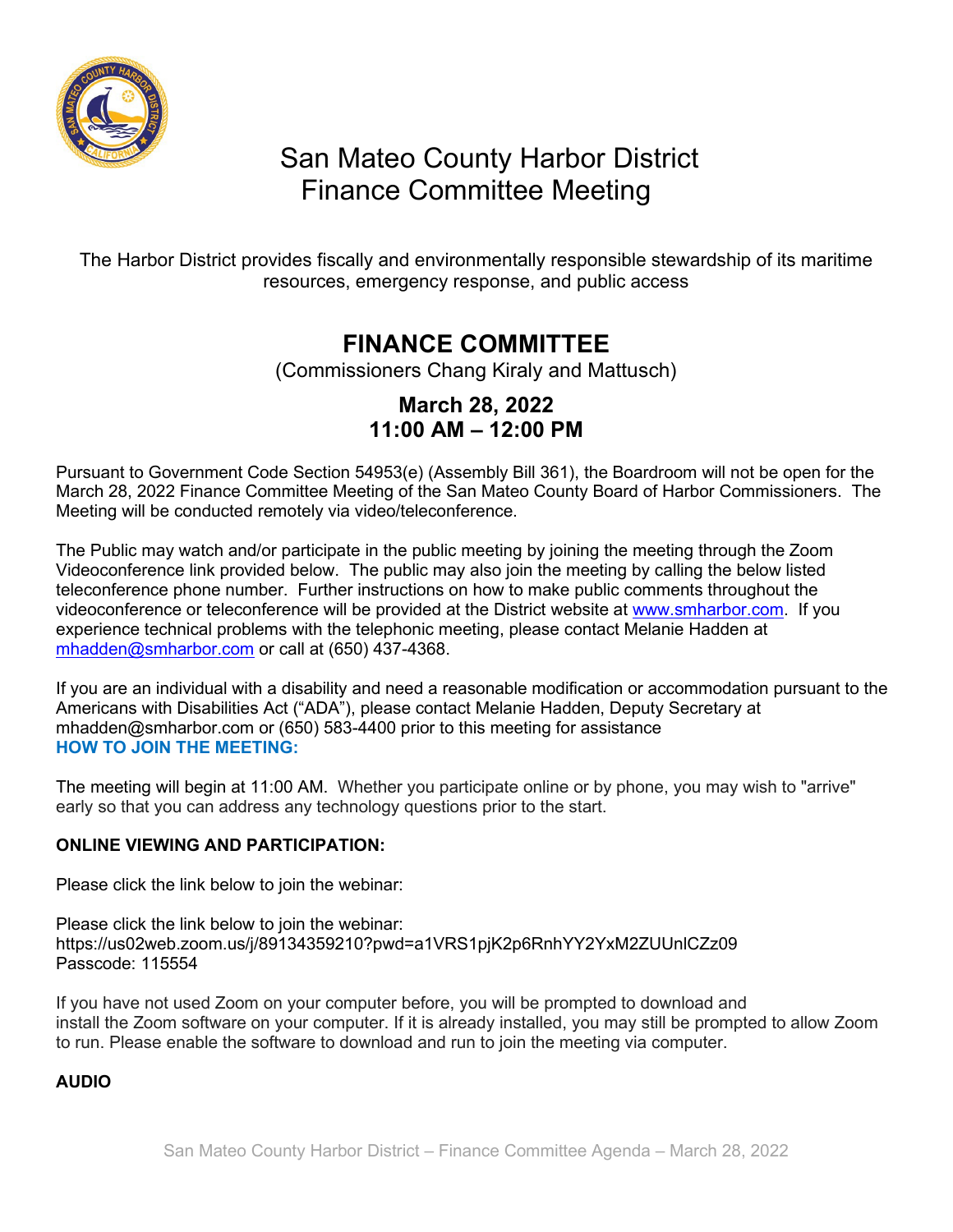# San Mateo County Harbor District
## Finance Committee Meeting

The Harbor District provides fiscally and environmentally responsible stewardship of its maritime resources, emergency response, and public access

## FINANCE COMMITTEE

(Commissioners Chang Kiraly and Mattusch)

### March 28, 2022
### 11:00 AM – 12:00 PM

Pursuant to Government Code Section 54953(e) (Assembly Bill 361), the Boardroom will not be open for the March 28, 2022 Finance Committee Meeting of the San Mateo County Board of Harbor Commissioners. The Meeting will be conducted remotely via video/teleconference.

The Public may watch and/or participate in the public meeting by joining the meeting through the Zoom Videoconference link provided below. The public may also join the meeting by calling the below listed teleconference phone number. Further instructions on how to make public comments throughout the videoconference or teleconference will be provided at the District website at www.smharbor.com. If you experience technical problems with the telephonic meeting, please contact Melanie Hadden at mhadden@smharbor.com or call at (650) 437-4368.

If you are an individual with a disability and need a reasonable modification or accommodation pursuant to the Americans with Disabilities Act ("ADA"), please contact Melanie Hadden, Deputy Secretary at mhadden@smharbor.com or (650) 583-4400 prior to this meeting for assistance

**HOW TO JOIN THE MEETING:**

The meeting will begin at 11:00 AM. Whether you participate online or by phone, you may wish to "arrive" early so that you can address any technology questions prior to the start.

**ONLINE VIEWING AND PARTICIPATION:**

Please click the link below to join the webinar:

Please click the link below to join the webinar:
https://us02web.zoom.us/j/89134359210?pwd=a1VRS1pjK2p6RnhYY2YxM2ZUUnlCZz09
Passcode: 115554

If you have not used Zoom on your computer before, you will be prompted to download and install the Zoom software on your computer. If it is already installed, you may still be prompted to allow Zoom to run. Please enable the software to download and run to join the meeting via computer.

**AUDIO**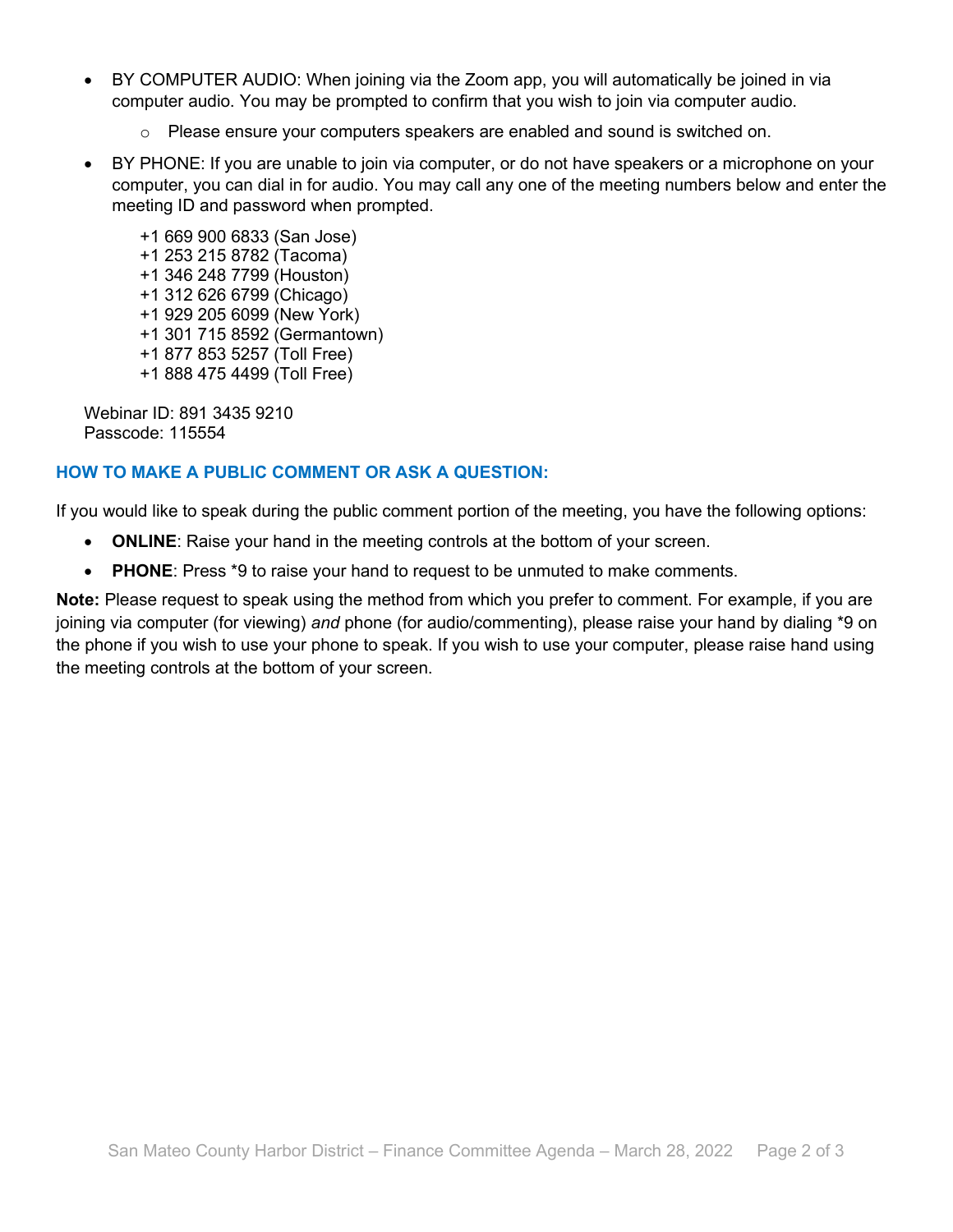- BY COMPUTER AUDIO: When joining via the Zoom app, you will automatically be joined in via computer audio. You may be prompted to confirm that you wish to join via computer audio.
  - Please ensure your computers speakers are enabled and sound is switched on.
- BY PHONE: If you are unable to join via computer, or do not have speakers or a microphone on your computer, you can dial in for audio. You may call any one of the meeting numbers below and enter the meeting ID and password when prompted.

  +1 669 900 6833 (San Jose)
  +1 253 215 8782 (Tacoma)
  +1 346 248 7799 (Houston)
  +1 312 626 6799 (Chicago)
  +1 929 205 6099 (New York)
  +1 301 715 8592 (Germantown)
  +1 877 853 5257 (Toll Free)
  +1 888 475 4499 (Toll Free)

Webinar ID: 891 3435 9210
Passcode: 115554

### HOW TO MAKE A PUBLIC COMMENT OR ASK A QUESTION:

If you would like to speak during the public comment portion of the meeting, you have the following options:

- **ONLINE**: Raise your hand in the meeting controls at the bottom of your screen.
- **PHONE**: Press *9 to raise your hand to request to be unmuted to make comments.

**Note:** Please request to speak using the method from which you prefer to comment. For example, if you are joining via computer (for viewing) *and* phone (for audio/commenting), please raise your hand by dialing *9 on the phone if you wish to use your phone to speak. If you wish to use your computer, please raise hand using the meeting controls at the bottom of your screen.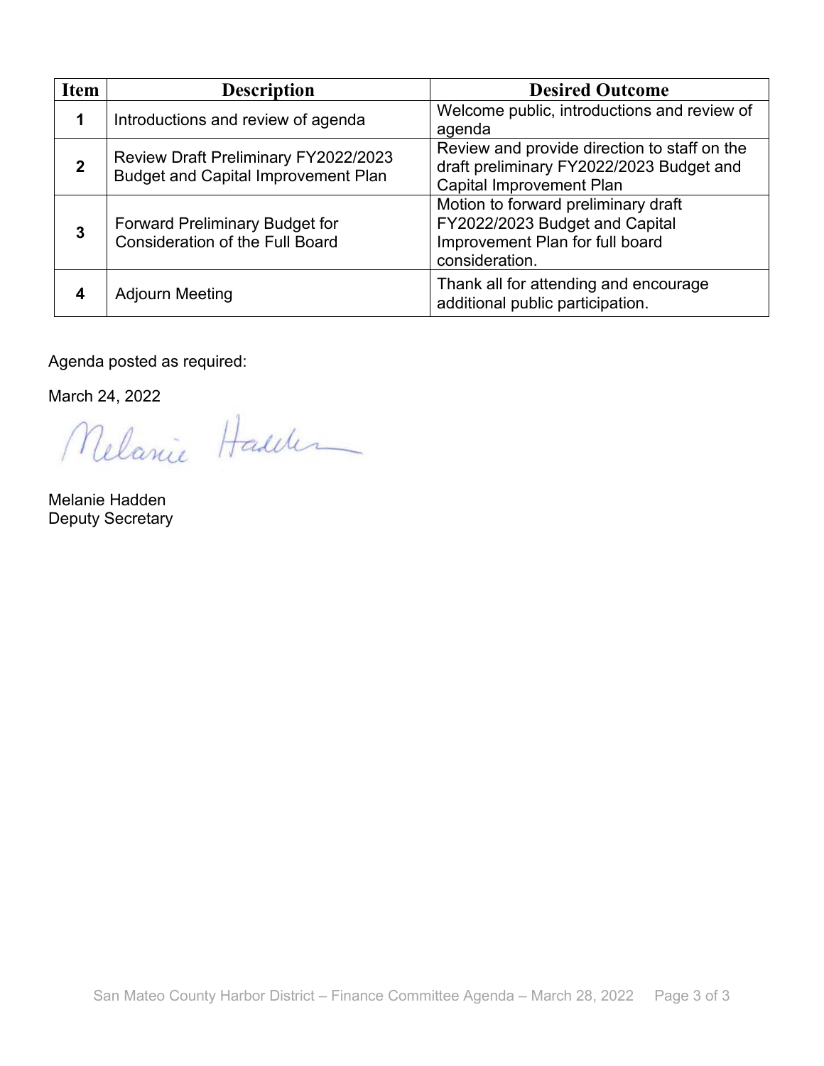| Item | Description | Desired Outcome |
|---|---|---|
| **1** | Introductions and review of agenda | Welcome public, introductions and review of agenda |
| **2** | Review Draft Preliminary FY2022/2023 Budget and Capital Improvement Plan | Review and provide direction to staff on the draft preliminary FY2022/2023 Budget and Capital Improvement Plan |
| **3** | Forward Preliminary Budget for Consideration of the Full Board | Motion to forward preliminary draft FY2022/2023 Budget and Capital Improvement Plan for full board consideration. |
| **4** | Adjourn Meeting | Thank all for attending and encourage additional public participation. |

Agenda posted as required:

March 24, 2022

Melanie Hadden

Melanie Hadden
Deputy Secretary